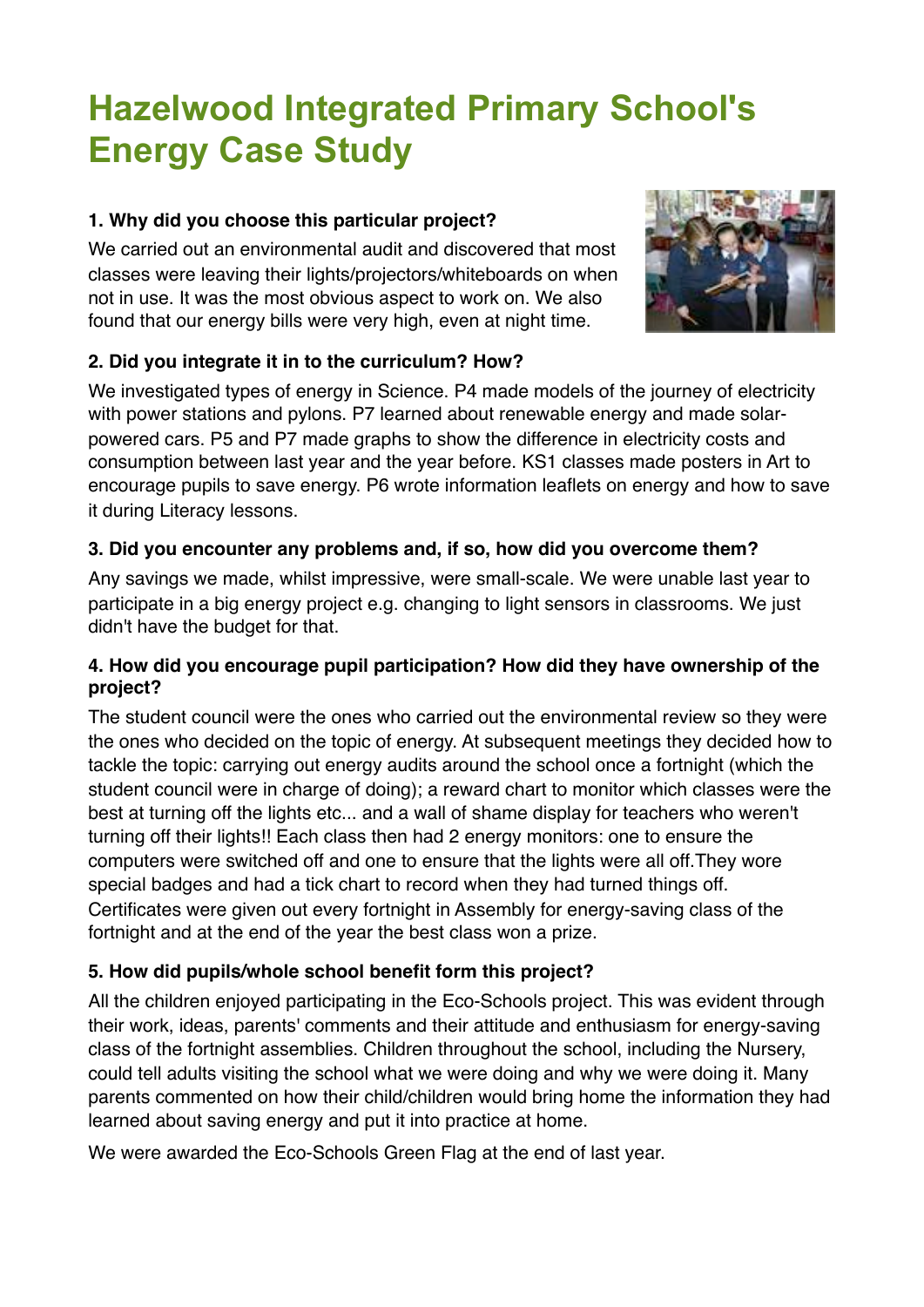# Hazelwood Integrated Primary School's Energy Case Study

### 1. Why did you choose this particular project?

We carried out an environmental audit and discovered that most classes were leaving their lights/projectors/whiteboards on when not in use. It was the most obvious aspect to work on. We also found that our energy bills were very high, even at night time.

### 2. Did you integrate it in to the curriculum? How?

We investigated types of energy in Science. P4 made models of the journey of electricity with power stations and pylons. P7 learned about renewable energy and made solar-powered cars. P5 and P7 made graphs to show the difference in electricity costs and consumption between last year and the year before. KS1 classes made posters in Art to encourage pupils to save energy. P6 wrote information leaflets on energy and how to save it during Literacy lessons.

### 3. Did you encounter any problems and, if so, how did you overcome them?

Any savings we made, whilst impressive, were small-scale. We were unable last year to participate in a big energy project e.g. changing to light sensors in classrooms. We just didn't have the budget for that.

### 4. How did you encourage pupil participation? How did they have ownership of the project?

The student council were the ones who carried out the environmental review so they were the ones who decided on the topic of energy. At subsequent meetings they decided how to tackle the topic: carrying out energy audits around the school once a fortnight (which the student council were in charge of doing); a reward chart to monitor which classes were the best at turning off the lights etc... and a wall of shame display for teachers who weren't turning off their lights!! Each class then had 2 energy monitors: one to ensure the computers were switched off and one to ensure that the lights were all off.They wore special badges and had a tick chart to record when they had turned things off. Certificates were given out every fortnight in Assembly for energy-saving class of the fortnight and at the end of the year the best class won a prize.

### 5. How did pupils/whole school benefit form this project?

All the children enjoyed participating in the Eco-Schools project. This was evident through their work, ideas, parents' comments and their attitude and enthusiasm for energy-saving class of the fortnight assemblies. Children throughout the school, including the Nursery, could tell adults visiting the school what we were doing and why we were doing it. Many parents commented on how their child/children would bring home the information they had learned about saving energy and put it into practice at home.

We were awarded the Eco-Schools Green Flag at the end of last year.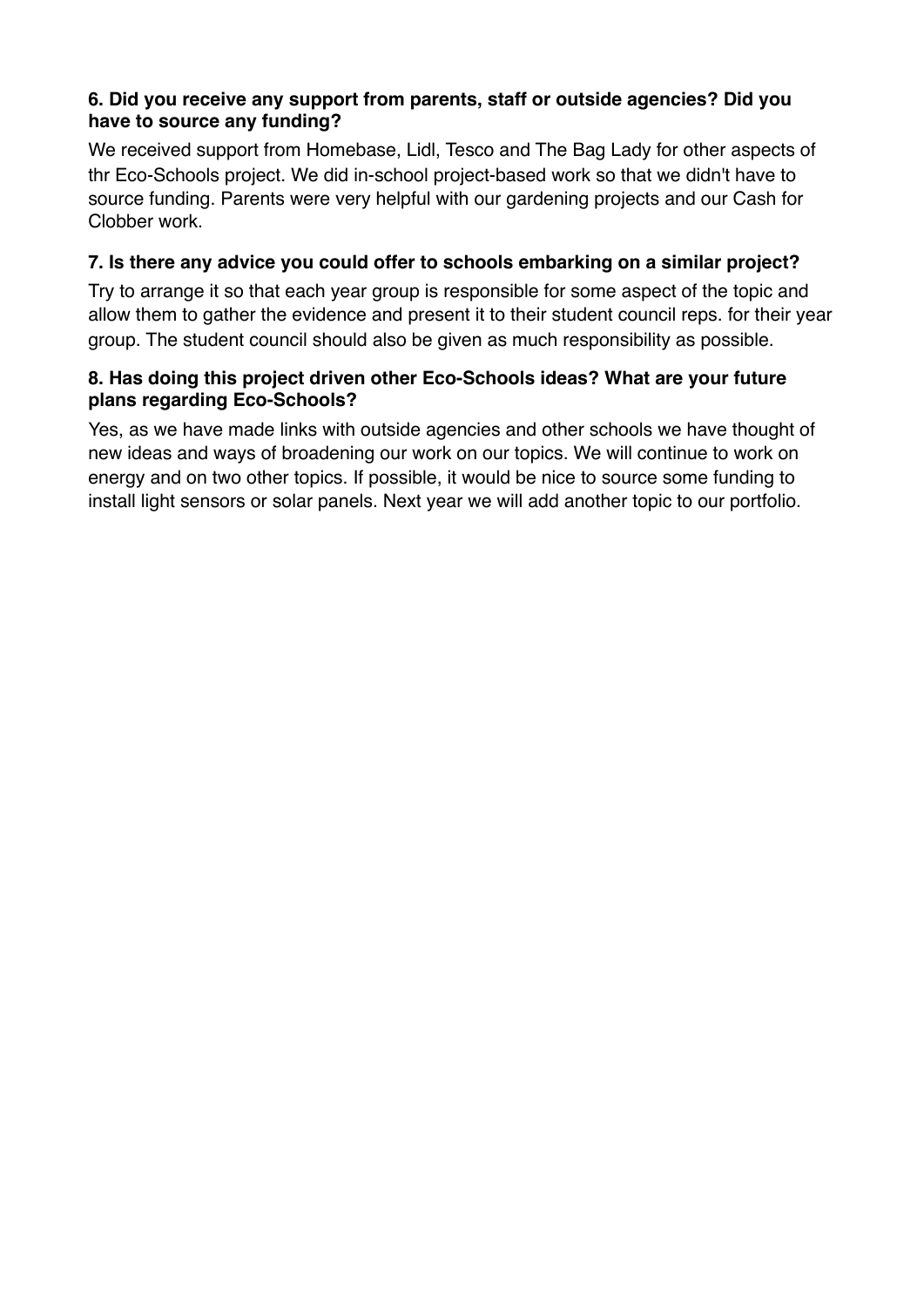**6. Did you receive any support from parents, staff or outside agencies? Did you have to source any funding?**

We received support from Homebase, Lidl, Tesco and The Bag Lady for other aspects of thr Eco-Schools project. We did in-school project-based work so that we didn't have to source funding. Parents were very helpful with our gardening projects and our Cash for Clobber work.

**7. Is there any advice you could offer to schools embarking on a similar project?**

Try to arrange it so that each year group is responsible for some aspect of the topic and allow them to gather the evidence and present it to their student council reps. for their year group. The student council should also be given as much responsibility as possible.

**8. Has doing this project driven other Eco-Schools ideas? What are your future plans regarding Eco-Schools?**

Yes, as we have made links with outside agencies and other schools we have thought of new ideas and ways of broadening our work on our topics. We will continue to work on energy and on two other topics. If possible, it would be nice to source some funding to install light sensors or solar panels. Next year we will add another topic to our portfolio.